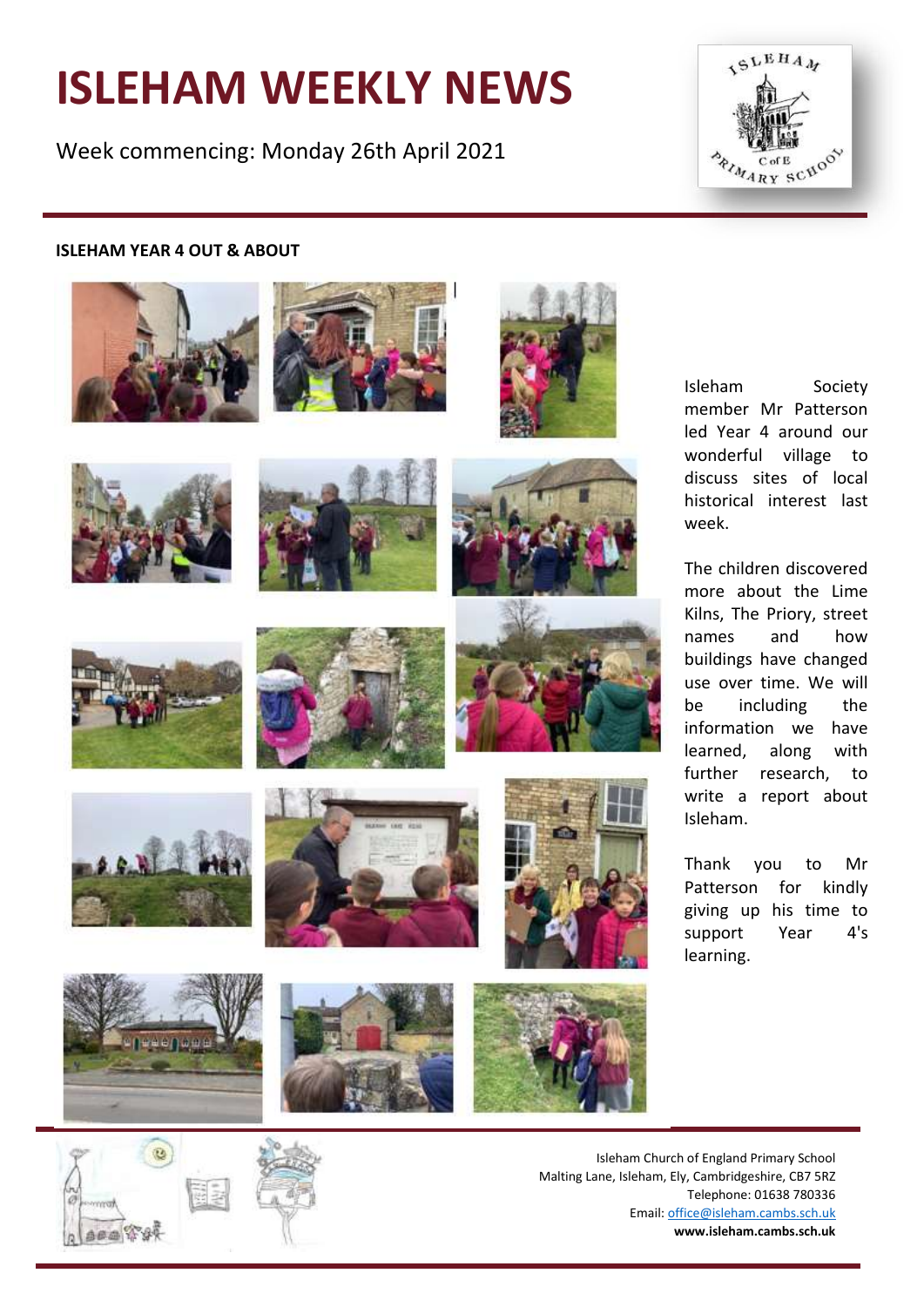# ISLEHAM WEEKLY NEWS

Week commencing: Monday 26th April 2021

**ISLEHAM YEAR 4 OUT & ABOUT**

Isleham Society member Mr Patterson led Year 4 around our wonderful village to discuss sites of local historical interest last week.

The children discovered more about the Lime Kilns, The Priory, street names and how buildings have changed use over time. We will be including the information we have learned, along with further research, to write a report about Isleham.

Thank you to Mr Patterson for kindly giving up his time to support Year 4's learning.

Isleham Church of England Primary School
Malting Lane, Isleham, Ely, Cambridgeshire, CB7 5RZ
Telephone: 01638 780336
Email: office@isleham.cambs.sch.uk
**www.isleham.cambs.sch.uk**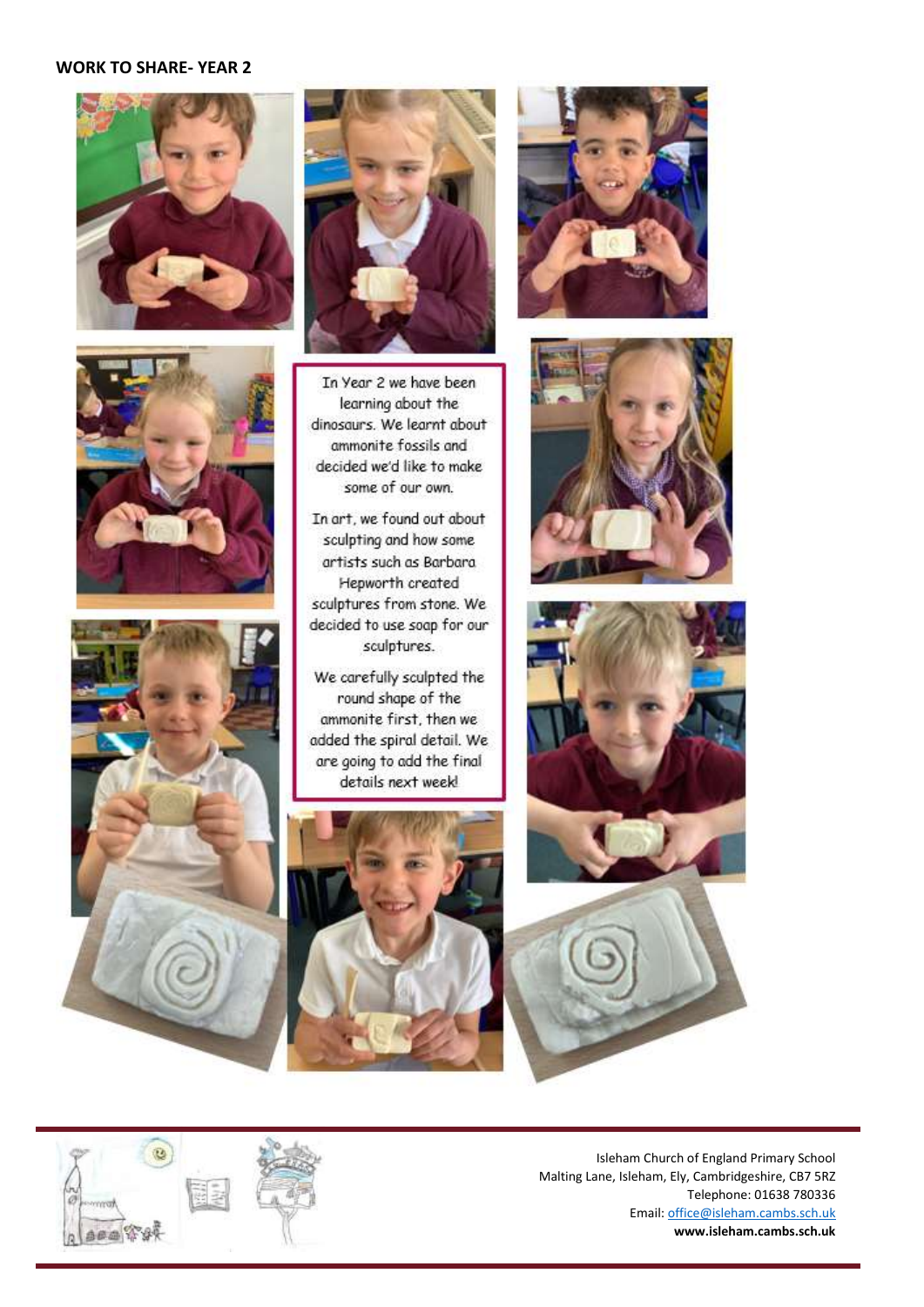**WORK TO SHARE- YEAR 2**

In Year 2 we have been learning about the dinosaurs. We learnt about ammonite fossils and decided we'd like to make some of our own.

In art, we found out about sculpting and how some artists such as Barbara Hepworth created sculptures from stone. We decided to use soap for our sculptures.

We carefully sculpted the round shape of the ammonite first, then we added the spiral detail. We are going to add the final details next week!

Isleham Church of England Primary School
Malting Lane, Isleham, Ely, Cambridgeshire, CB7 5RZ
Telephone: 01638 780336
Email: office@isleham.cambs.sch.uk
**www.isleham.cambs.sch.uk**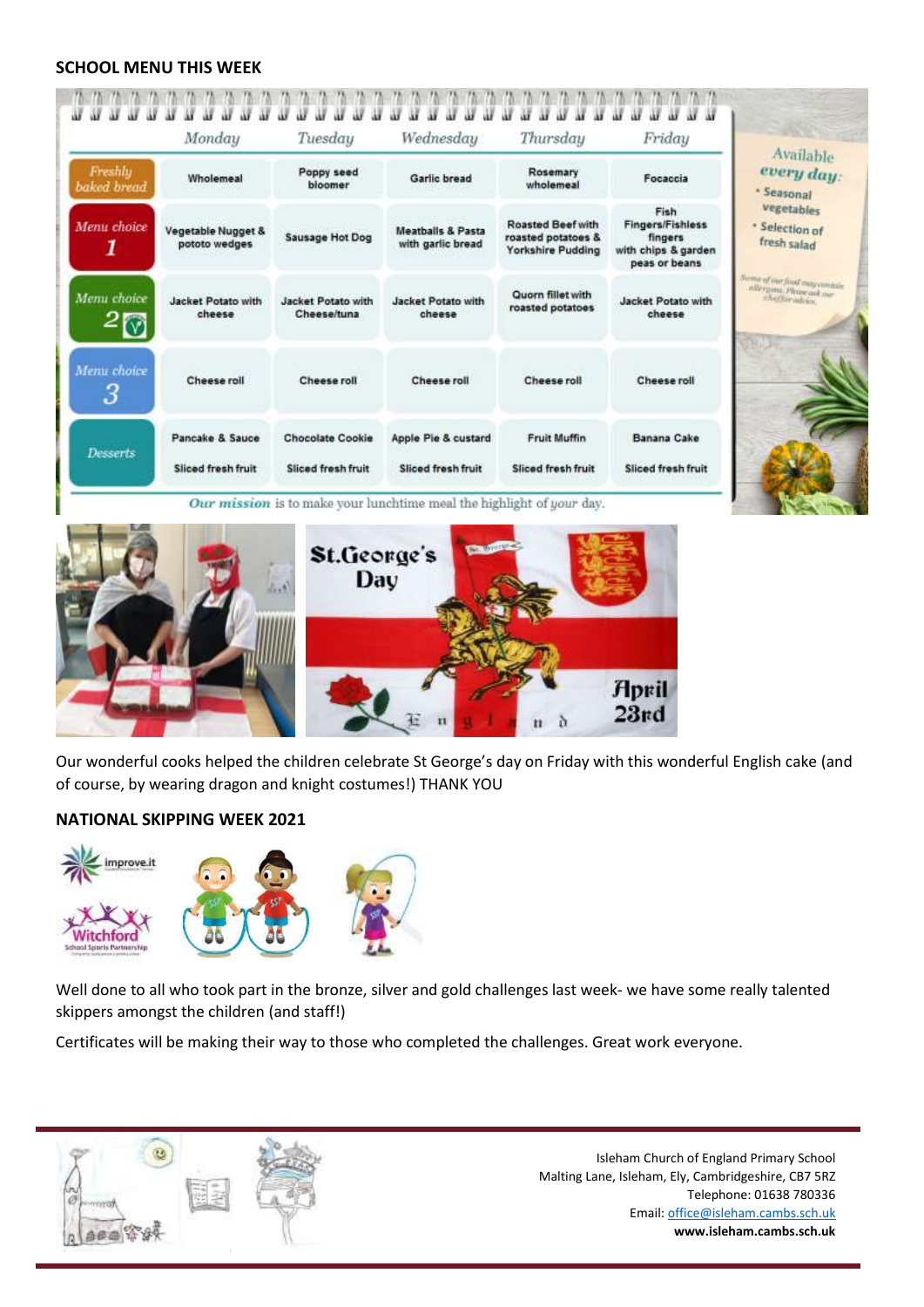### SCHOOL MENU THIS WEEK

| | Monday | Tuesday | Wednesday | Thursday | Friday |
|---|---|---|---|---|---|
| Freshly baked bread | Wholemeal | Poppy seed bloomer | Garlic bread | Rosemary wholemeal | Focaccia |
| Menu choice 1 | Vegetable Nugget & pototo wedges | Sausage Hot Dog | Meatballs & Pasta with garlic bread | Roasted Beef with roasted potatoes & Yorkshire Pudding | Fish Fingers/Fishless fingers with chips & garden peas or beans |
| Menu choice 2 | Jacket Potato with cheese | Jacket Potato with Cheese/tuna | Jacket Potato with cheese | Quorn fillet with roasted potatoes | Jacket Potato with cheese |
| Menu choice 3 | Cheese roll | Cheese roll | Cheese roll | Cheese roll | Cheese roll |
| Desserts | Pancake & Sauce<br>Sliced fresh fruit | Chocolate Cookie<br>Sliced fresh fruit | Apple Pie & custard<br>Sliced fresh fruit | Fruit Muffin<br>Sliced fresh fruit | Banana Cake<br>Sliced fresh fruit |

Available *every day*:
- Seasonal vegetables
- Selection of fresh salad

Some of our food may contain allergens. Please ask our chef for advice.

*Our mission* is to make your lunchtime meal the highlight of *your* day.

St.George's Day

April 23rd

Our wonderful cooks helped the children celebrate St George's day on Friday with this wonderful English cake (and of course, by wearing dragon and knight costumes!) THANK YOU

### NATIONAL SKIPPING WEEK 2021

Well done to all who took part in the bronze, silver and gold challenges last week- we have some really talented skippers amongst the children (and staff!)

Certificates will be making their way to those who completed the challenges. Great work everyone.

Isleham Church of England Primary School
Malting Lane, Isleham, Ely, Cambridgeshire, CB7 5RZ
Telephone: 01638 780336
Email: office@isleham.cambs.sch.uk
**www.isleham.cambs.sch.uk**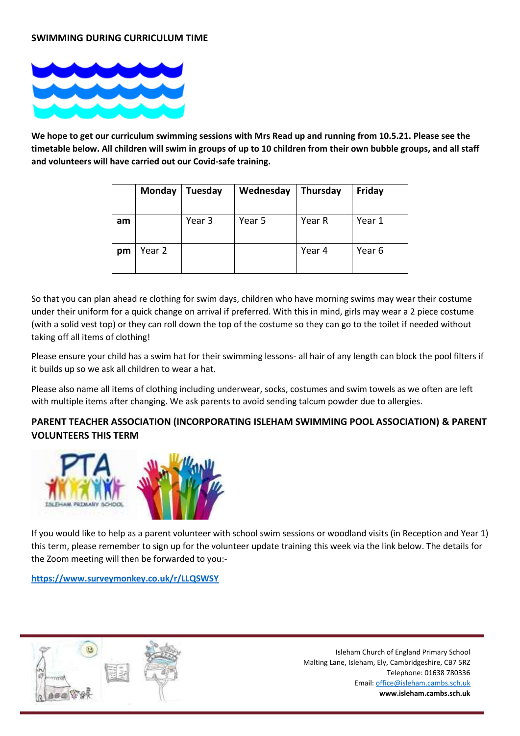## SWIMMING DURING CURRICULUM TIME

**We hope to get our curriculum swimming sessions with Mrs Read up and running from 10.5.21. Please see the timetable below. All children will swim in groups of up to 10 children from their own bubble groups, and all staff and volunteers will have carried out our Covid-safe training.**

| | Monday | Tuesday | Wednesday | Thursday | Friday |
|---|---|---|---|---|---|
| **am** | | Year 3 | Year 5 | Year R | Year 1 |
| **pm** | Year 2 | | | Year 4 | Year 6 |

So that you can plan ahead re clothing for swim days, children who have morning swims may wear their costume under their uniform for a quick change on arrival if preferred. With this in mind, girls may wear a 2 piece costume (with a solid vest top) or they can roll down the top of the costume so they can go to the toilet if needed without taking off all items of clothing!

Please ensure your child has a swim hat for their swimming lessons- all hair of any length can block the pool filters if it builds up so we ask all children to wear a hat.

Please also name all items of clothing including underwear, socks, costumes and swim towels as we often are left with multiple items after changing. We ask parents to avoid sending talcum powder due to allergies.

## PARENT TEACHER ASSOCIATION (INCORPORATING ISLEHAM SWIMMING POOL ASSOCIATION) & PARENT VOLUNTEERS THIS TERM

If you would like to help as a parent volunteer with school swim sessions or woodland visits (in Reception and Year 1) this term, please remember to sign up for the volunteer update training this week via the link below. The details for the Zoom meeting will then be forwarded to you:-

**https://www.surveymonkey.co.uk/r/LLQSWSY**

Isleham Church of England Primary School
Malting Lane, Isleham, Ely, Cambridgeshire, CB7 5RZ
Telephone: 01638 780336
Email: office@isleham.cambs.sch.uk
**www.isleham.cambs.sch.uk**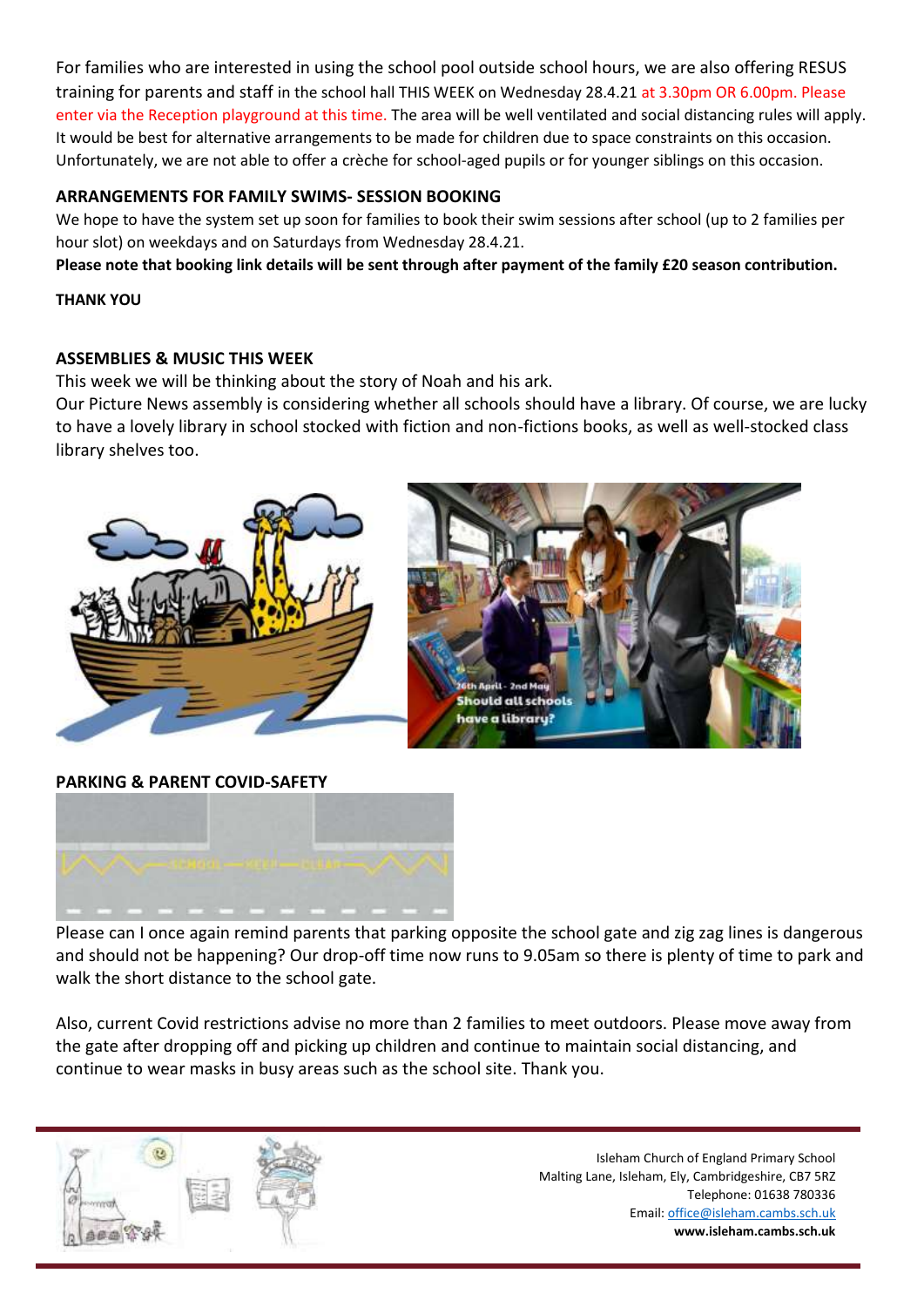For families who are interested in using the school pool outside school hours, we are also offering RESUS training for parents and staff in the school hall THIS WEEK on Wednesday 28.4.21 at 3.30pm OR 6.00pm. Please enter via the Reception playground at this time. The area will be well ventilated and social distancing rules will apply. It would be best for alternative arrangements to be made for children due to space constraints on this occasion. Unfortunately, we are not able to offer a crèche for school-aged pupils or for younger siblings on this occasion.

**ARRANGEMENTS FOR FAMILY SWIMS- SESSION BOOKING**

We hope to have the system set up soon for families to book their swim sessions after school (up to 2 families per hour slot) on weekdays and on Saturdays from Wednesday 28.4.21.

**Please note that booking link details will be sent through after payment of the family £20 season contribution.**

**THANK YOU**

**ASSEMBLIES & MUSIC THIS WEEK**

This week we will be thinking about the story of Noah and his ark.

Our Picture News assembly is considering whether all schools should have a library. Of course, we are lucky to have a lovely library in school stocked with fiction and non-fictions books, as well as well-stocked class library shelves too.

**PARKING & PARENT COVID-SAFETY**

Please can I once again remind parents that parking opposite the school gate and zig zag lines is dangerous and should not be happening? Our drop-off time now runs to 9.05am so there is plenty of time to park and walk the short distance to the school gate.

Also, current Covid restrictions advise no more than 2 families to meet outdoors. Please move away from the gate after dropping off and picking up children and continue to maintain social distancing, and continue to wear masks in busy areas such as the school site. Thank you.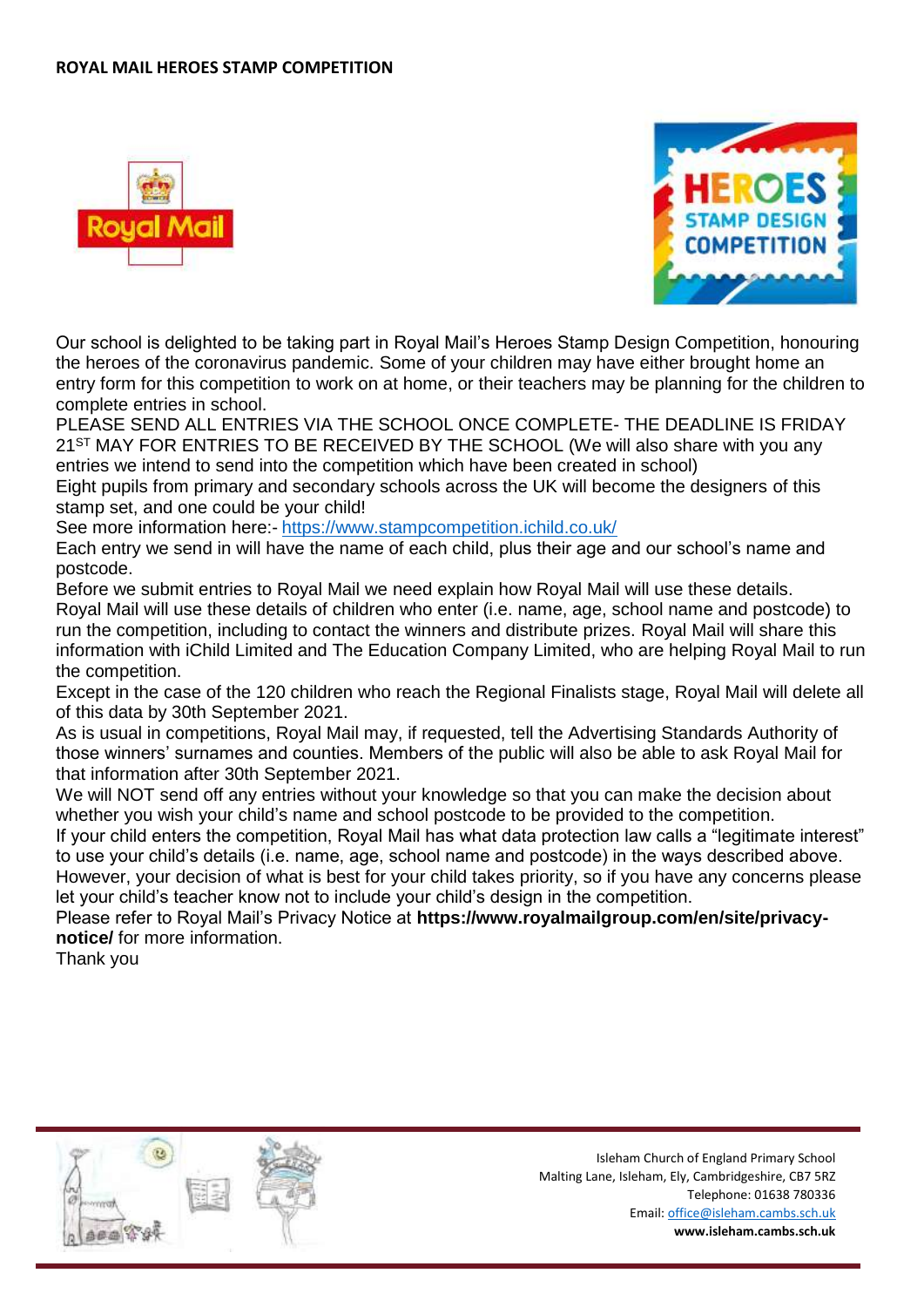**ROYAL MAIL HEROES STAMP COMPETITION**

Our school is delighted to be taking part in Royal Mail's Heroes Stamp Design Competition, honouring the heroes of the coronavirus pandemic. Some of your children may have either brought home an entry form for this competition to work on at home, or their teachers may be planning for the children to complete entries in school.

PLEASE SEND ALL ENTRIES VIA THE SCHOOL ONCE COMPLETE- THE DEADLINE IS FRIDAY 21ST MAY FOR ENTRIES TO BE RECEIVED BY THE SCHOOL (We will also share with you any entries we intend to send into the competition which have been created in school)

Eight pupils from primary and secondary schools across the UK will become the designers of this stamp set, and one could be your child!

See more information here:- https://www.stampcompetition.ichild.co.uk/

Each entry we send in will have the name of each child, plus their age and our school's name and postcode.

Before we submit entries to Royal Mail we need explain how Royal Mail will use these details.

Royal Mail will use these details of children who enter (i.e. name, age, school name and postcode) to run the competition, including to contact the winners and distribute prizes. Royal Mail will share this information with iChild Limited and The Education Company Limited, who are helping Royal Mail to run the competition.

Except in the case of the 120 children who reach the Regional Finalists stage, Royal Mail will delete all of this data by 30th September 2021.

As is usual in competitions, Royal Mail may, if requested, tell the Advertising Standards Authority of those winners' surnames and counties. Members of the public will also be able to ask Royal Mail for that information after 30th September 2021.

We will NOT send off any entries without your knowledge so that you can make the decision about whether you wish your child's name and school postcode to be provided to the competition.

If your child enters the competition, Royal Mail has what data protection law calls a "legitimate interest" to use your child's details (i.e. name, age, school name and postcode) in the ways described above. However, your decision of what is best for your child takes priority, so if you have any concerns please let your child's teacher know not to include your child's design in the competition.

Please refer to Royal Mail's Privacy Notice at **https://www.royalmailgroup.com/en/site/privacy-notice/** for more information.

Thank you

Isleham Church of England Primary School
Malting Lane, Isleham, Ely, Cambridgeshire, CB7 5RZ
Telephone: 01638 780336
Email: office@isleham.cambs.sch.uk
**www.isleham.cambs.sch.uk**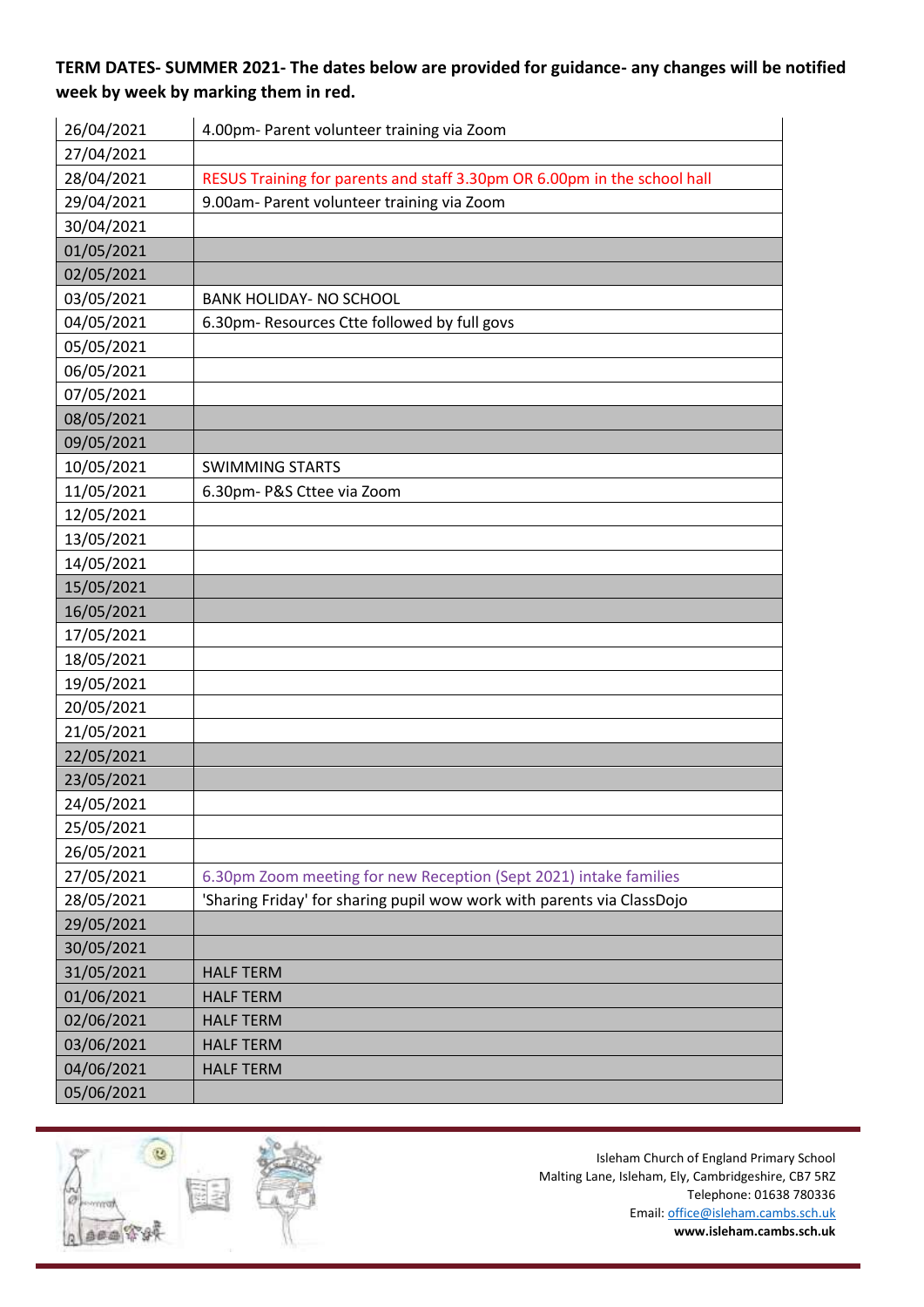**TERM DATES- SUMMER 2021- The dates below are provided for guidance- any changes will be notified week by week by marking them in red.**

| | |
|---|---|
| 26/04/2021 | 4.00pm- Parent volunteer training via Zoom |
| 27/04/2021 | |
| 28/04/2021 | RESUS Training for parents and staff 3.30pm OR 6.00pm in the school hall |
| 29/04/2021 | 9.00am- Parent volunteer training via Zoom |
| 30/04/2021 | |
| 01/05/2021 | |
| 02/05/2021 | |
| 03/05/2021 | BANK HOLIDAY- NO SCHOOL |
| 04/05/2021 | 6.30pm- Resources Ctte followed by full govs |
| 05/05/2021 | |
| 06/05/2021 | |
| 07/05/2021 | |
| 08/05/2021 | |
| 09/05/2021 | |
| 10/05/2021 | SWIMMING STARTS |
| 11/05/2021 | 6.30pm- P&S Cttee via Zoom |
| 12/05/2021 | |
| 13/05/2021 | |
| 14/05/2021 | |
| 15/05/2021 | |
| 16/05/2021 | |
| 17/05/2021 | |
| 18/05/2021 | |
| 19/05/2021 | |
| 20/05/2021 | |
| 21/05/2021 | |
| 22/05/2021 | |
| 23/05/2021 | |
| 24/05/2021 | |
| 25/05/2021 | |
| 26/05/2021 | |
| 27/05/2021 | 6.30pm Zoom meeting for new Reception (Sept 2021) intake families |
| 28/05/2021 | 'Sharing Friday' for sharing pupil wow work with parents via ClassDojo |
| 29/05/2021 | |
| 30/05/2021 | |
| 31/05/2021 | HALF TERM |
| 01/06/2021 | HALF TERM |
| 02/06/2021 | HALF TERM |
| 03/06/2021 | HALF TERM |
| 04/06/2021 | HALF TERM |
| 05/06/2021 | |

Isleham Church of England Primary School
Malting Lane, Isleham, Ely, Cambridgeshire, CB7 5RZ
Telephone: 01638 780336
Email: office@isleham.cambs.sch.uk
**www.isleham.cambs.sch.uk**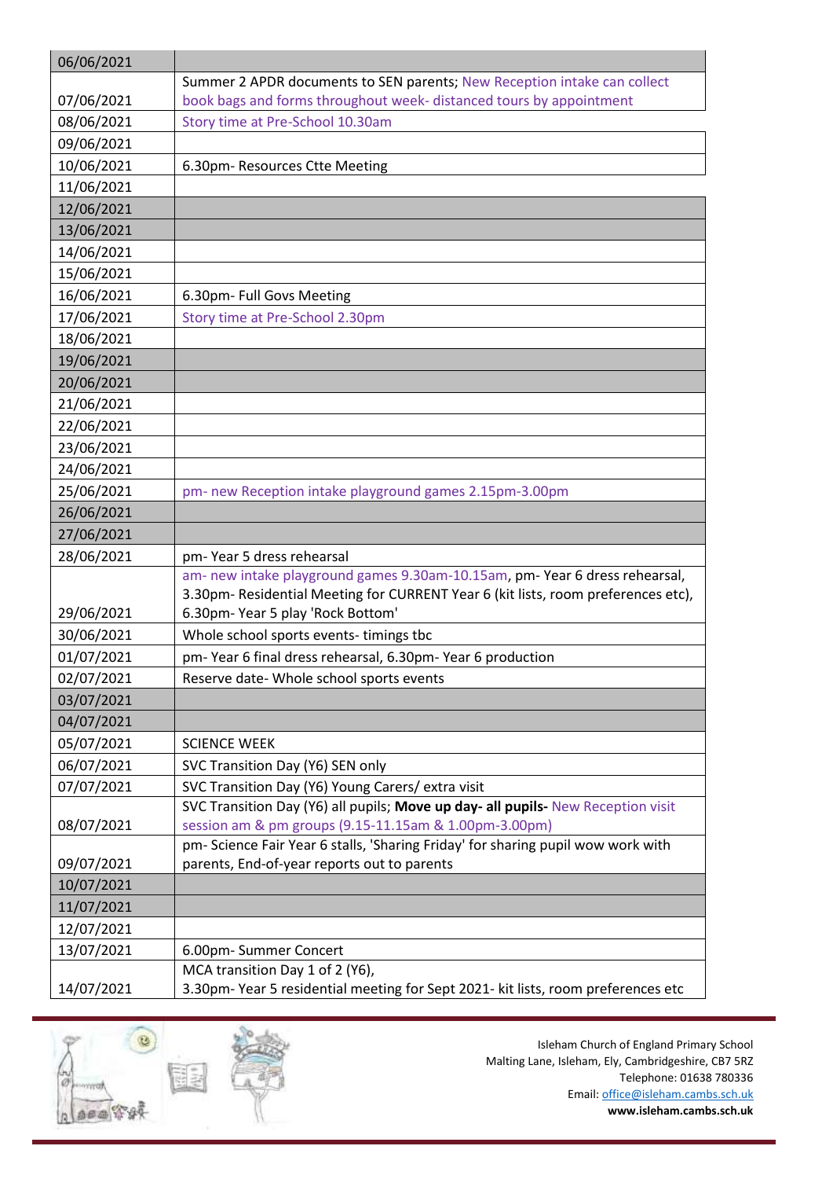| | |
|---|---|
| 06/06/2021 | |
| 07/06/2021 | Summer 2 APDR documents to SEN parents; New Reception intake can collect book bags and forms throughout week- distanced tours by appointment |
| 08/06/2021 | Story time at Pre-School 10.30am |
| 09/06/2021 | |
| 10/06/2021 | 6.30pm- Resources Ctte Meeting |
| 11/06/2021 | |
| 12/06/2021 | |
| 13/06/2021 | |
| 14/06/2021 | |
| 15/06/2021 | |
| 16/06/2021 | 6.30pm- Full Govs Meeting |
| 17/06/2021 | Story time at Pre-School 2.30pm |
| 18/06/2021 | |
| 19/06/2021 | |
| 20/06/2021 | |
| 21/06/2021 | |
| 22/06/2021 | |
| 23/06/2021 | |
| 24/06/2021 | |
| 25/06/2021 | pm- new Reception intake playground games 2.15pm-3.00pm |
| 26/06/2021 | |
| 27/06/2021 | |
| 28/06/2021 | pm- Year 5 dress rehearsal |
| 29/06/2021 | am- new intake playground games 9.30am-10.15am, pm- Year 6 dress rehearsal, 3.30pm- Residential Meeting for CURRENT Year 6 (kit lists, room preferences etc), 6.30pm- Year 5 play 'Rock Bottom' |
| 30/06/2021 | Whole school sports events- timings tbc |
| 01/07/2021 | pm- Year 6 final dress rehearsal, 6.30pm- Year 6 production |
| 02/07/2021 | Reserve date- Whole school sports events |
| 03/07/2021 | |
| 04/07/2021 | |
| 05/07/2021 | SCIENCE WEEK |
| 06/07/2021 | SVC Transition Day (Y6) SEN only |
| 07/07/2021 | SVC Transition Day (Y6) Young Carers/ extra visit |
| 08/07/2021 | SVC Transition Day (Y6) all pupils; **Move up day- all pupils-** New Reception visit session am & pm groups (9.15-11.15am & 1.00pm-3.00pm) |
| 09/07/2021 | pm- Science Fair Year 6 stalls, 'Sharing Friday' for sharing pupil wow work with parents, End-of-year reports out to parents |
| 10/07/2021 | |
| 11/07/2021 | |
| 12/07/2021 | |
| 13/07/2021 | 6.00pm- Summer Concert |
| 14/07/2021 | MCA transition Day 1 of 2 (Y6),<br>3.30pm- Year 5 residential meeting for Sept 2021- kit lists, room preferences etc |

Isleham Church of England Primary School
Malting Lane, Isleham, Ely, Cambridgeshire, CB7 5RZ
Telephone: 01638 780336
Email: office@isleham.cambs.sch.uk
**www.isleham.cambs.sch.uk**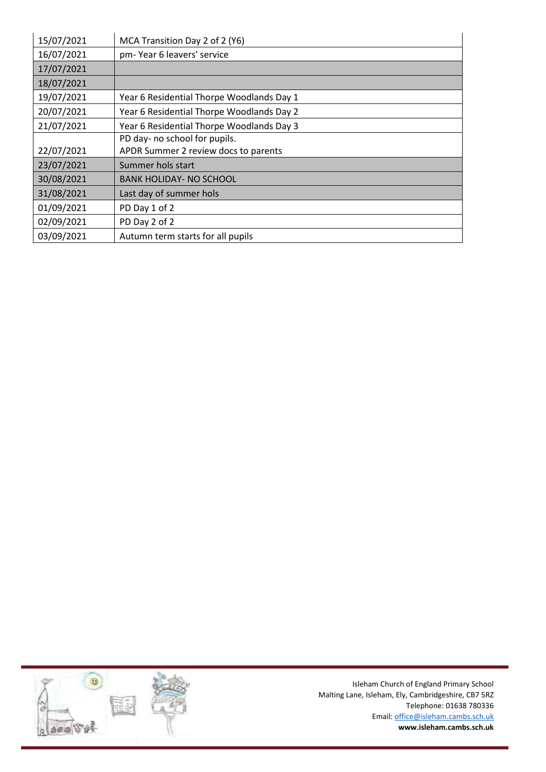| | |
|---|---|
| 15/07/2021 | MCA Transition Day 2 of 2 (Y6) |
| 16/07/2021 | pm- Year 6 leavers' service |
| 17/07/2021 | |
| 18/07/2021 | |
| 19/07/2021 | Year 6 Residential Thorpe Woodlands Day 1 |
| 20/07/2021 | Year 6 Residential Thorpe Woodlands Day 2 |
| 21/07/2021 | Year 6 Residential Thorpe Woodlands Day 3 |
| 22/07/2021 | PD day- no school for pupils.<br>APDR Summer 2 review docs to parents |
| 23/07/2021 | Summer hols start |
| 30/08/2021 | BANK HOLIDAY- NO SCHOOL |
| 31/08/2021 | Last day of summer hols |
| 01/09/2021 | PD Day 1 of 2 |
| 02/09/2021 | PD Day 2 of 2 |
| 03/09/2021 | Autumn term starts for all pupils |

Isleham Church of England Primary School
Malting Lane, Isleham, Ely, Cambridgeshire, CB7 5RZ
Telephone: 01638 780336
Email: office@isleham.cambs.sch.uk
**www.isleham.cambs.sch.uk**